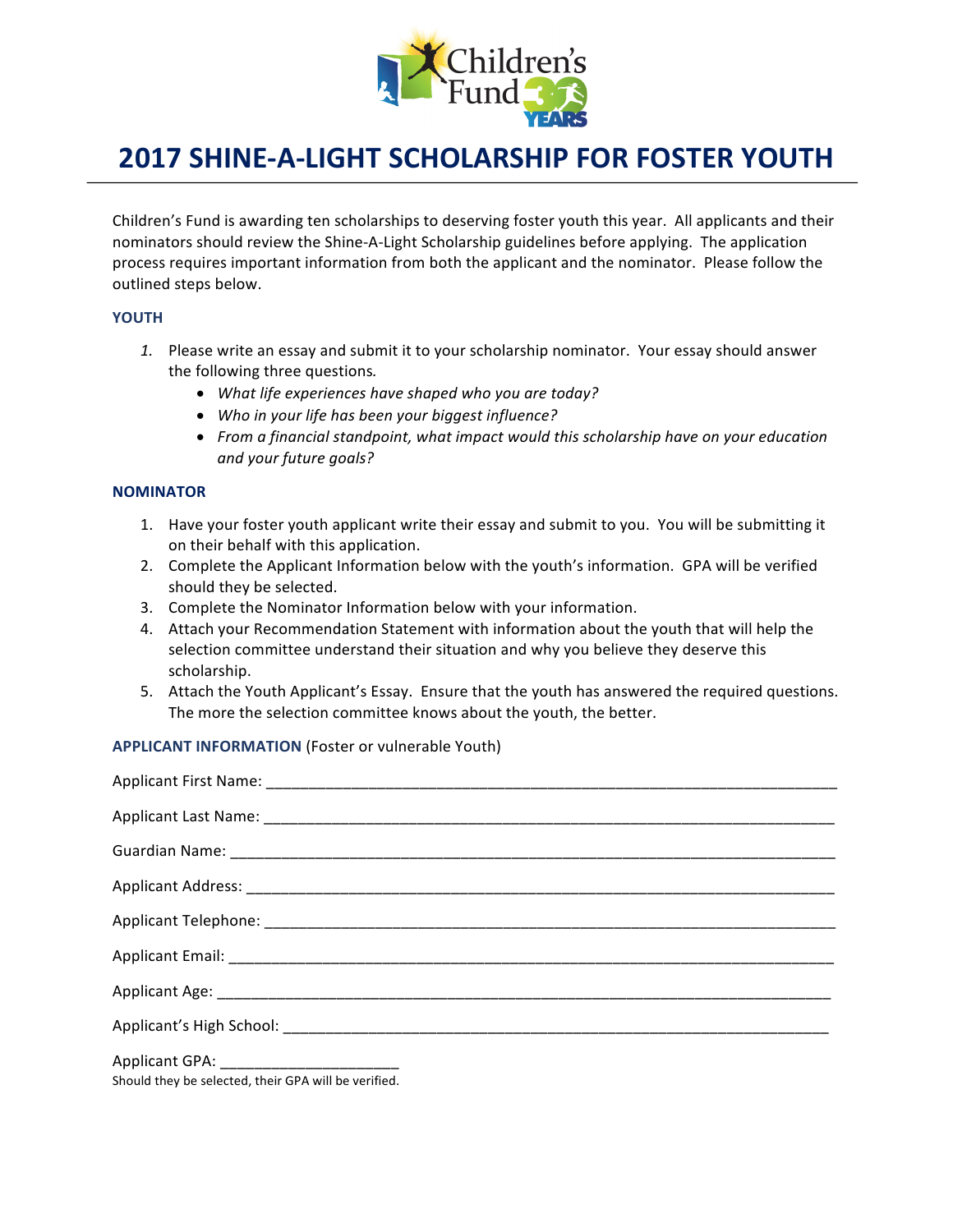# 2017 SHINE-A-LIGHT SCHOLARSHIP FOR FOSTER YOUTH

Children's Fund is awarding ten scholarships to deserving foster youth this year. All applicants and their nominators should review the Shine-A-Light Scholarship guidelines before applying. The application process requires important information from both the applicant and the nominator. Please follow the outlined steps below.

### YOUTH

1. Please write an essay and submit it to your scholarship nominator. Your essay should answer the following three questions.
   - *What life experiences have shaped who you are today?*
   - *Who in your life has been your biggest influence?*
   - *From a financial standpoint, what impact would this scholarship have on your education and your future goals?*

### NOMINATOR

1. Have your foster youth applicant write their essay and submit to you. You will be submitting it on their behalf with this application.
2. Complete the Applicant Information below with the youth's information. GPA will be verified should they be selected.
3. Complete the Nominator Information below with your information.
4. Attach your Recommendation Statement with information about the youth that will help the selection committee understand their situation and why you believe they deserve this scholarship.
5. Attach the Youth Applicant's Essay. Ensure that the youth has answered the required questions. The more the selection committee knows about the youth, the better.

### APPLICANT INFORMATION (Foster or vulnerable Youth)

Applicant First Name: ______________________________________________________________________

Applicant Last Name: ______________________________________________________________________

Guardian Name: __________________________________________________________________________

Applicant Address: ________________________________________________________________________

Applicant Telephone: ______________________________________________________________________

Applicant Email: __________________________________________________________________________

Applicant Age: ____________________________________________________________________________

Applicant's High School: ____________________________________________________________________

Applicant GPA: ______________________

Should they be selected, their GPA will be verified.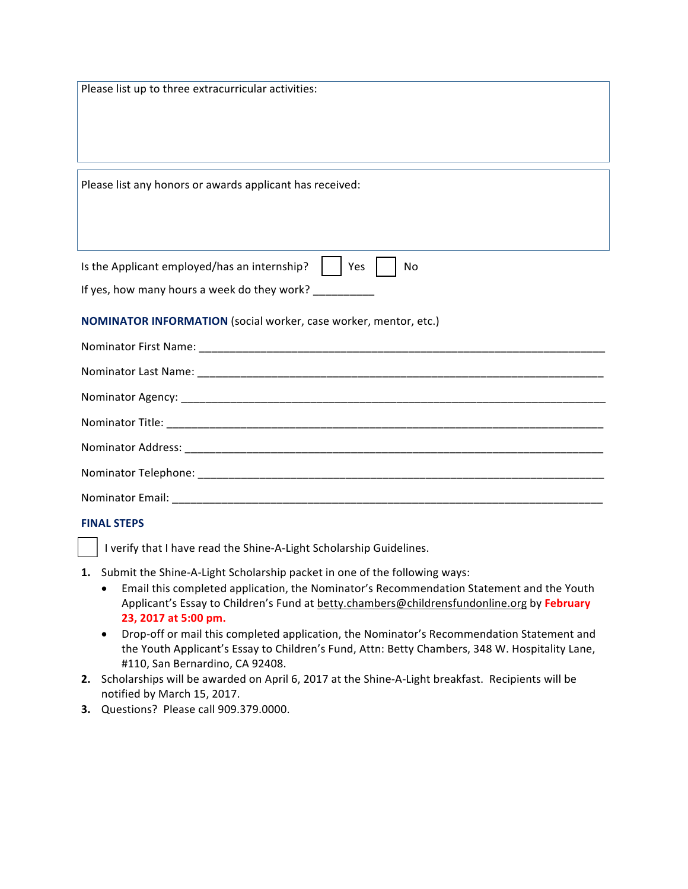Please list up to three extracurricular activities:

Please list any honors or awards applicant has received:

Is the Applicant employed/has an internship? ☐ Yes ☐ No

If yes, how many hours a week do they work? __________

**NOMINATOR INFORMATION** (social worker, case worker, mentor, etc.)

Nominator First Name: ______________________________________________________________________

Nominator Last Name: ______________________________________________________________________

Nominator Agency: _________________________________________________________________________

Nominator Title: ___________________________________________________________________________

Nominator Address: ________________________________________________________________________

Nominator Telephone: ______________________________________________________________________

Nominator Email: _________________________________________________________________________

**FINAL STEPS**

☐ I verify that I have read the Shine-A-Light Scholarship Guidelines.

1. Submit the Shine-A-Light Scholarship packet in one of the following ways:
   - Email this completed application, the Nominator's Recommendation Statement and the Youth Applicant's Essay to Children's Fund at betty.chambers@childrensfundonline.org by **February 23, 2017 at 5:00 pm.**
   - Drop-off or mail this completed application, the Nominator's Recommendation Statement and the Youth Applicant's Essay to Children's Fund, Attn: Betty Chambers, 348 W. Hospitality Lane, #110, San Bernardino, CA 92408.
2. Scholarships will be awarded on April 6, 2017 at the Shine-A-Light breakfast. Recipients will be notified by March 15, 2017.
3. Questions? Please call 909.379.0000.